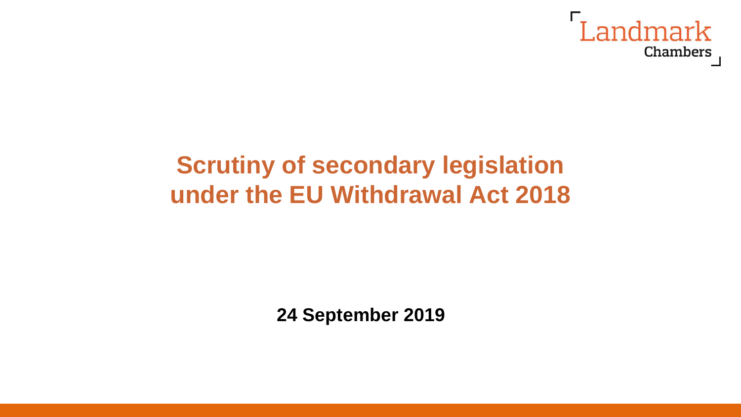Landmark Chambers

# Scrutiny of secondary legislation under the EU Withdrawal Act 2018

**24 September 2019**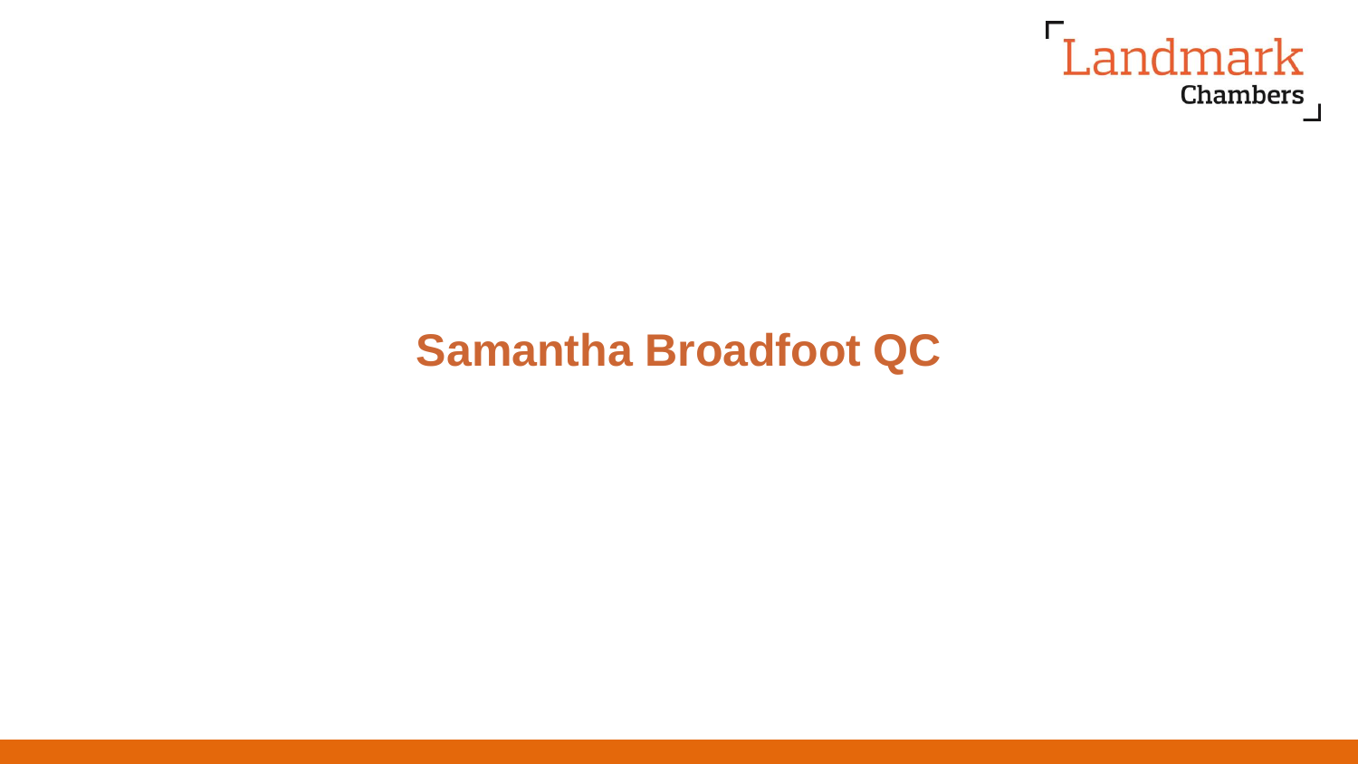# Samantha Broadfoot QC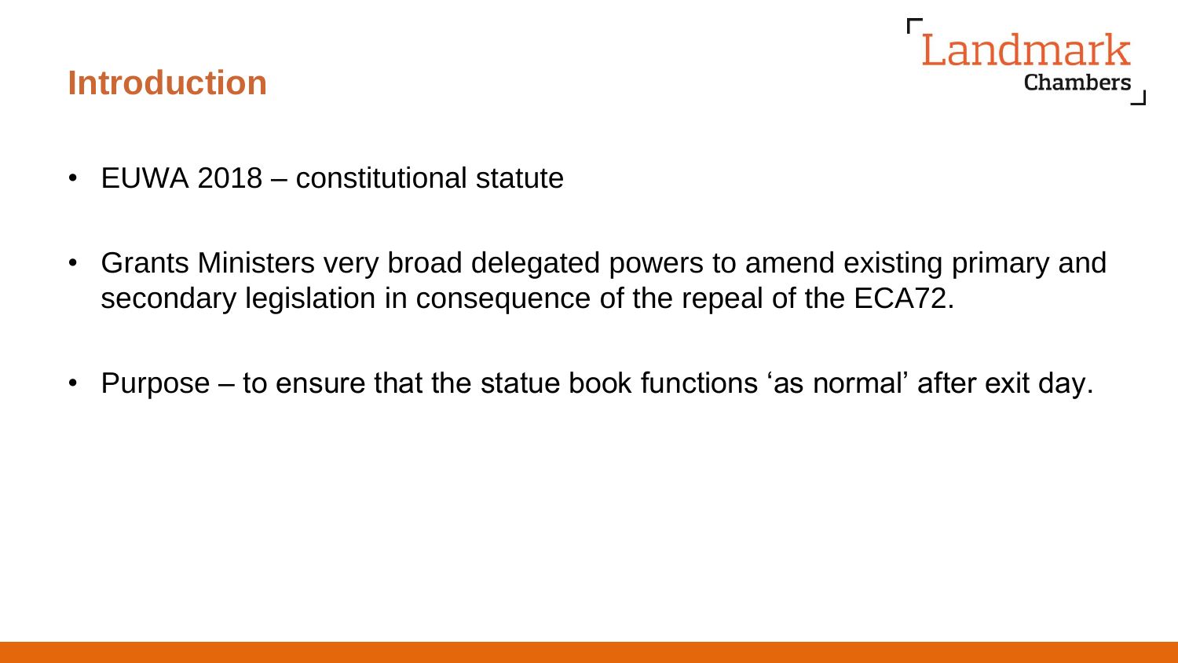## Introduction

- EUWA 2018 – constitutional statute
- Grants Ministers very broad delegated powers to amend existing primary and secondary legislation in consequence of the repeal of the ECA72.
- Purpose – to ensure that the statue book functions 'as normal' after exit day.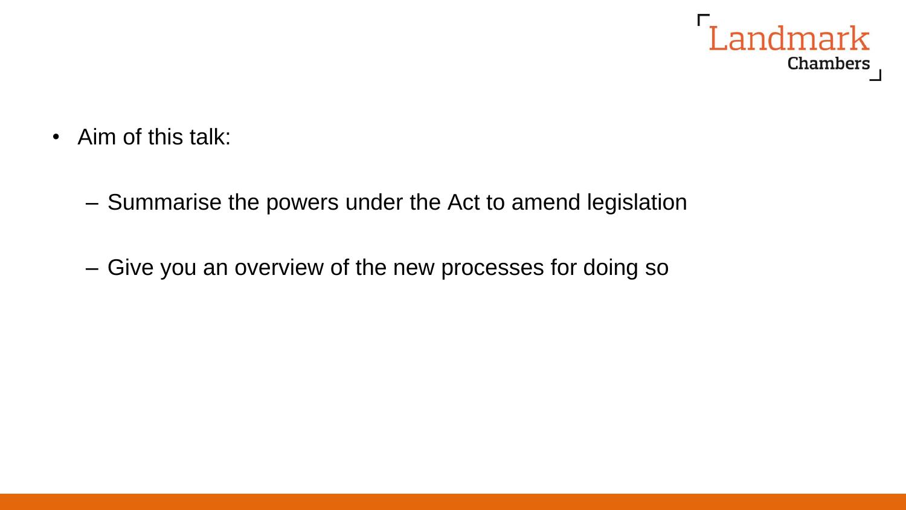- Aim of this talk:

  - Summarise the powers under the Act to amend legislation

  - Give you an overview of the new processes for doing so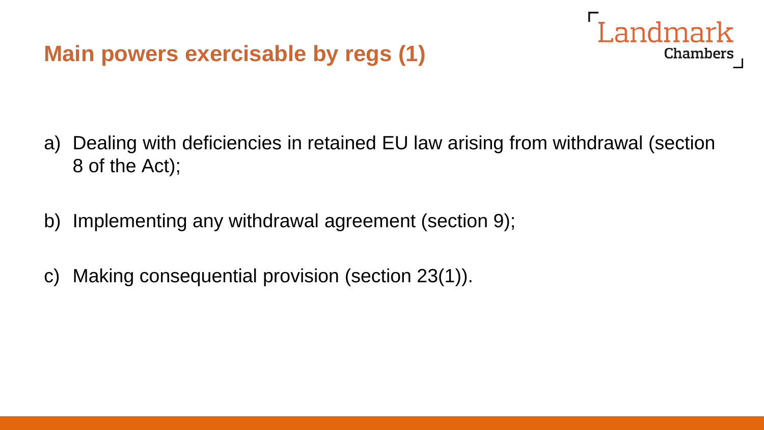## Main powers exercisable by regs (1)

a) Dealing with deficiencies in retained EU law arising from withdrawal (section 8 of the Act);

b) Implementing any withdrawal agreement (section 9);

c) Making consequential provision (section 23(1)).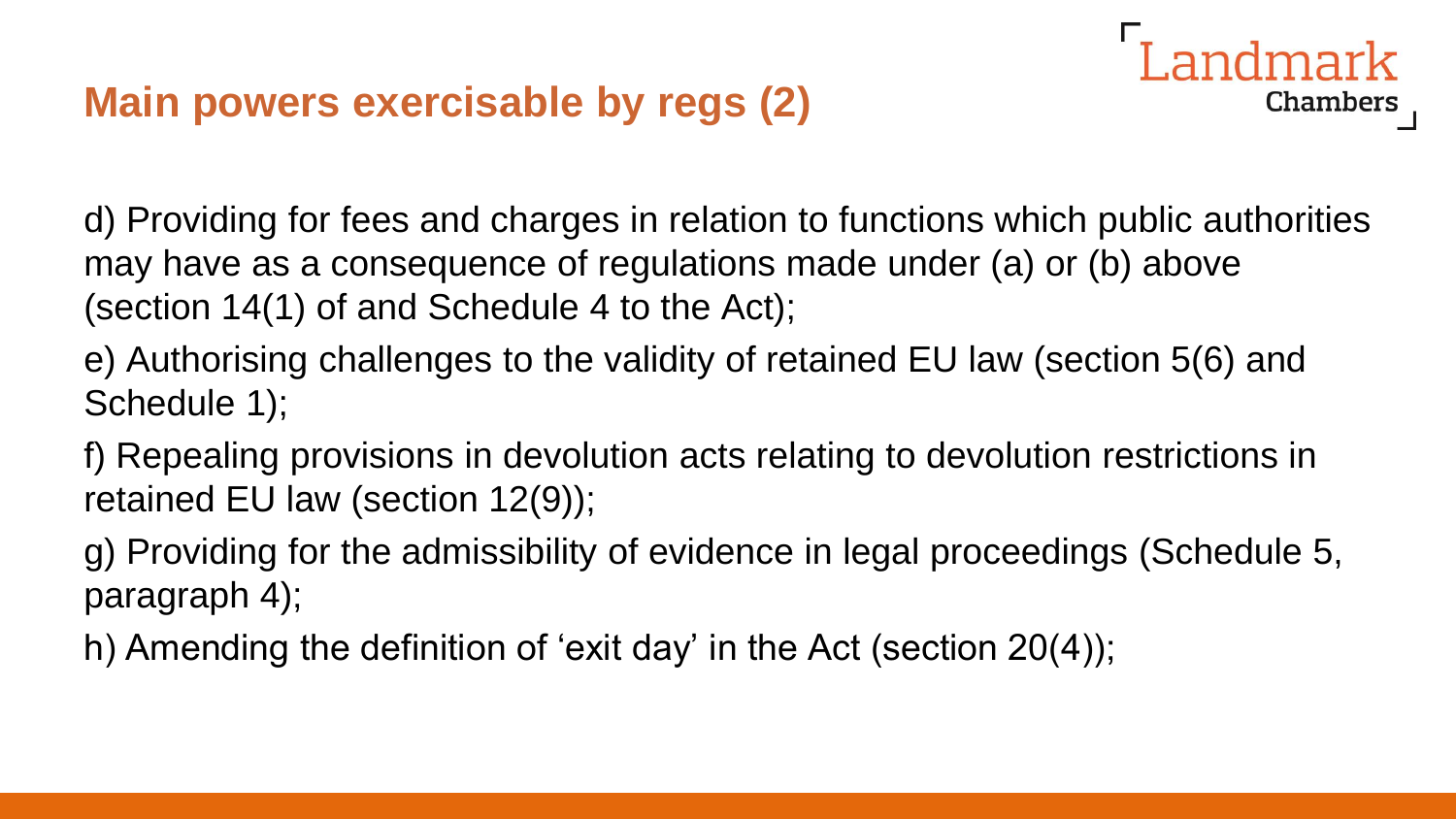## Main powers exercisable by regs (2)

d) Providing for fees and charges in relation to functions which public authorities may have as a consequence of regulations made under (a) or (b) above (section 14(1) of and Schedule 4 to the Act);

e) Authorising challenges to the validity of retained EU law (section 5(6) and Schedule 1);

f) Repealing provisions in devolution acts relating to devolution restrictions in retained EU law (section 12(9));

g) Providing for the admissibility of evidence in legal proceedings (Schedule 5, paragraph 4);

h) Amending the definition of 'exit day' in the Act (section 20(4));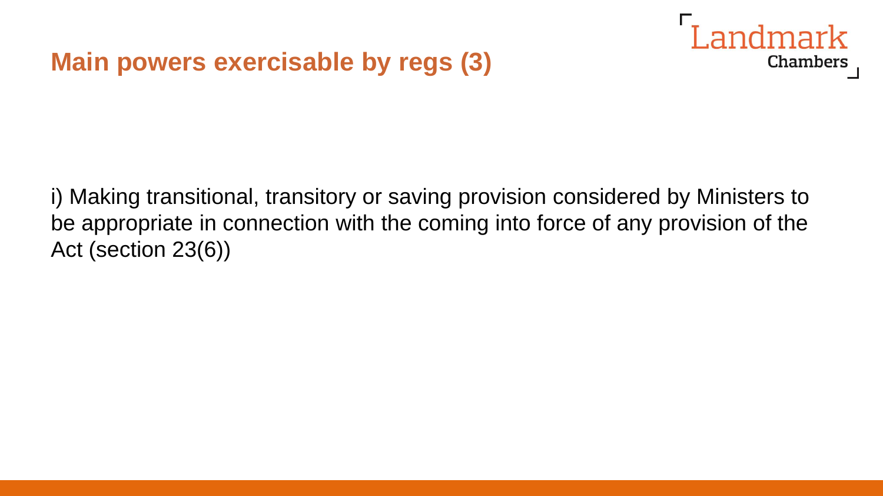# Main powers exercisable by regs (3)

i) Making transitional, transitory or saving provision considered by Ministers to be appropriate in connection with the coming into force of any provision of the Act (section 23(6))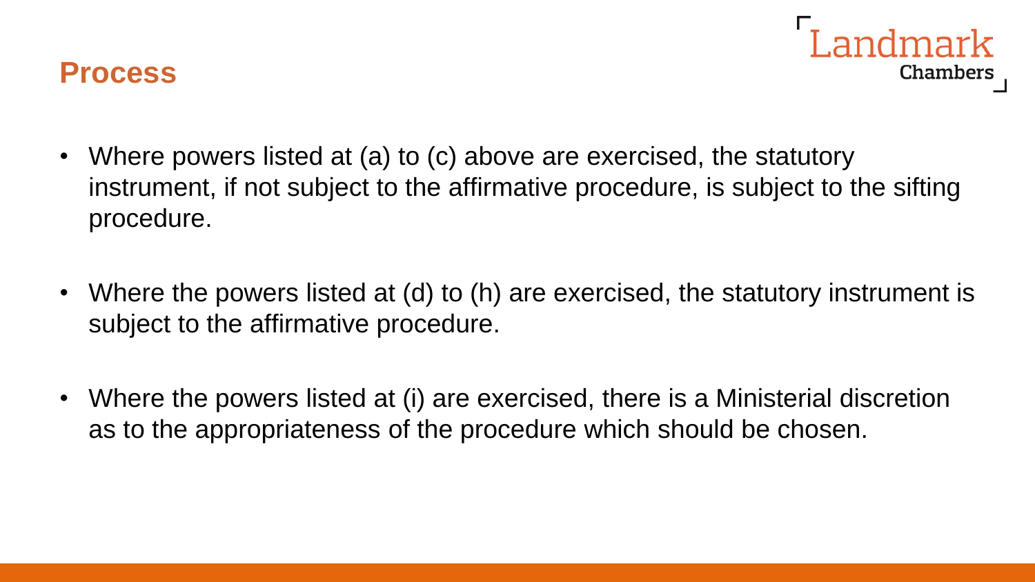## Process

- Where powers listed at (a) to (c) above are exercised, the statutory instrument, if not subject to the affirmative procedure, is subject to the sifting procedure.

- Where the powers listed at (d) to (h) are exercised, the statutory instrument is subject to the affirmative procedure.

- Where the powers listed at (i) are exercised, there is a Ministerial discretion as to the appropriateness of the procedure which should be chosen.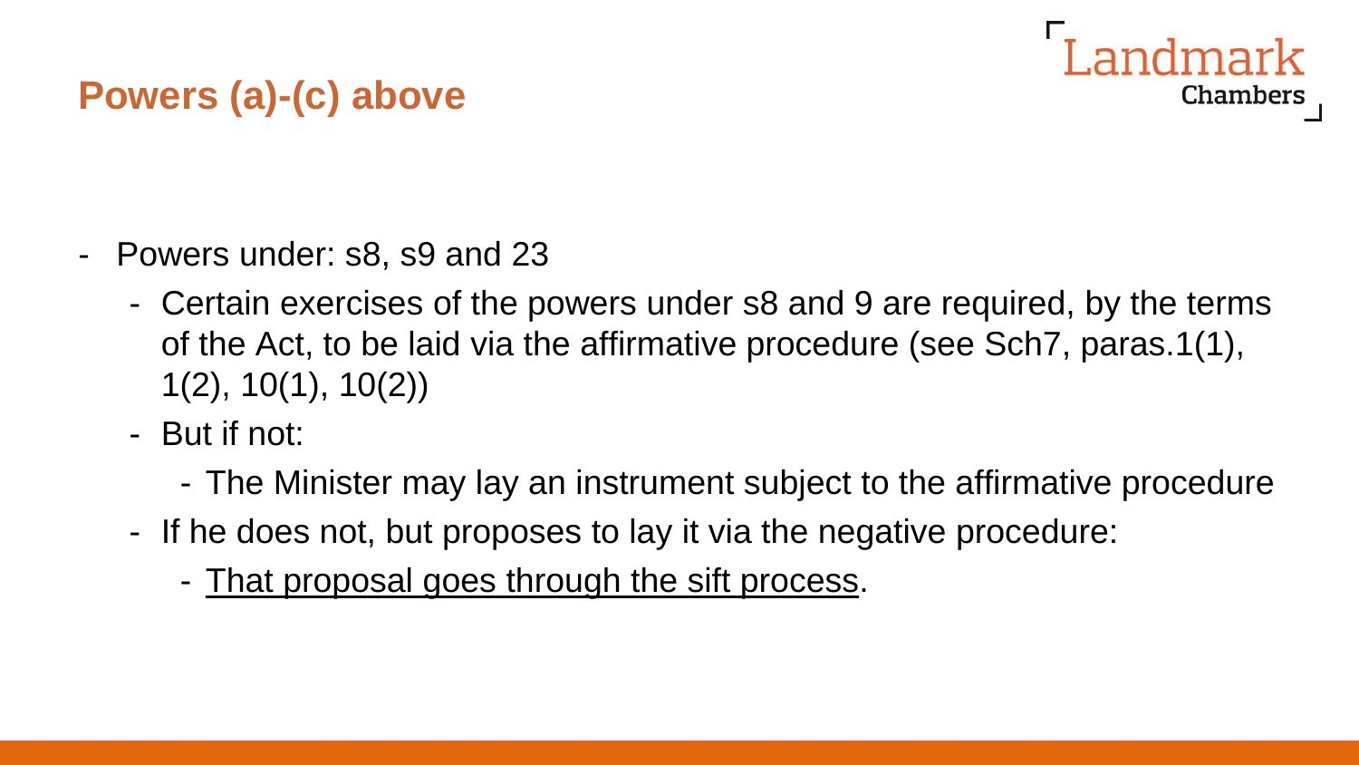## Powers (a)-(c) above

- Powers under: s8, s9 and 23
  - Certain exercises of the powers under s8 and 9 are required, by the terms of the Act, to be laid via the affirmative procedure (see Sch7, paras.1(1), 1(2), 10(1), 10(2))
  - But if not:
    - The Minister may lay an instrument subject to the affirmative procedure
  - If he does not, but proposes to lay it via the negative procedure:
    - <u>That proposal goes through the sift process</u>.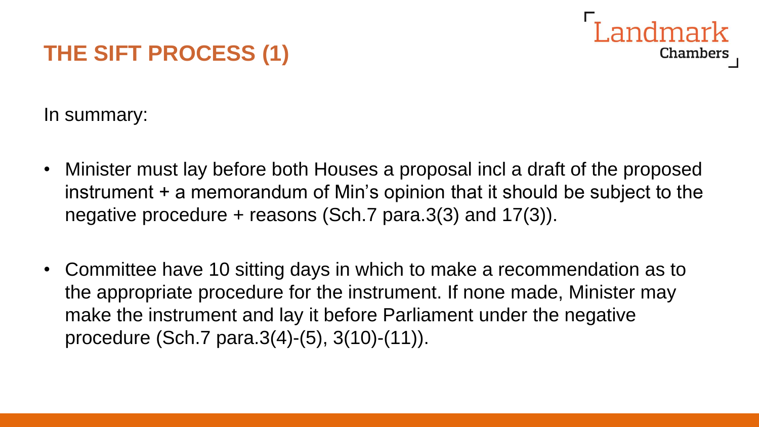# THE SIFT PROCESS (1)

In summary:

- Minister must lay before both Houses a proposal incl a draft of the proposed instrument + a memorandum of Min's opinion that it should be subject to the negative procedure + reasons (Sch.7 para.3(3) and 17(3)).

- Committee have 10 sitting days in which to make a recommendation as to the appropriate procedure for the instrument. If none made, Minister may make the instrument and lay it before Parliament under the negative procedure (Sch.7 para.3(4)-(5), 3(10)-(11)).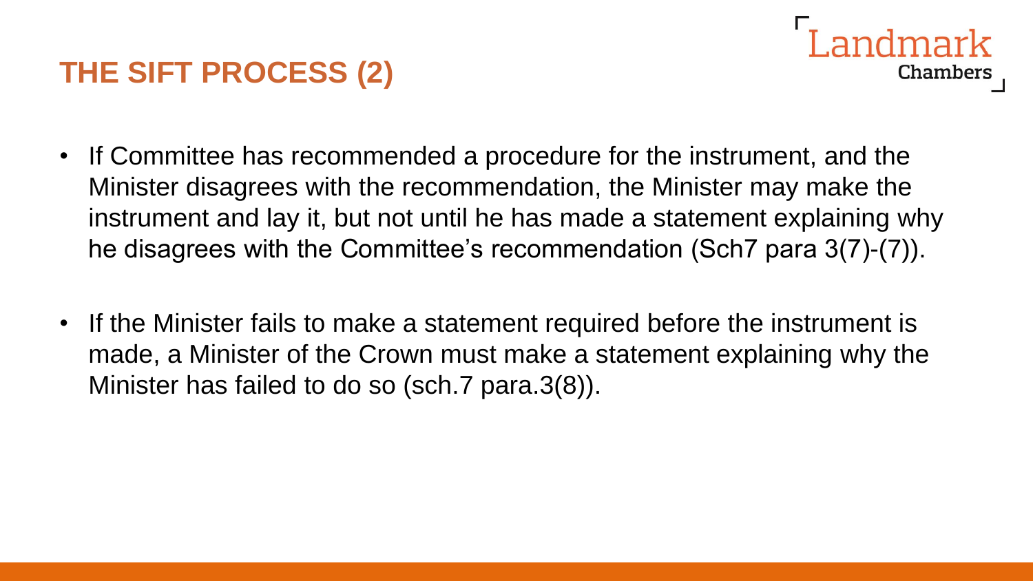# THE SIFT PROCESS (2)

- If Committee has recommended a procedure for the instrument, and the Minister disagrees with the recommendation, the Minister may make the instrument and lay it, but not until he has made a statement explaining why he disagrees with the Committee's recommendation (Sch7 para 3(7)-(7)).
- If the Minister fails to make a statement required before the instrument is made, a Minister of the Crown must make a statement explaining why the Minister has failed to do so (sch.7 para.3(8)).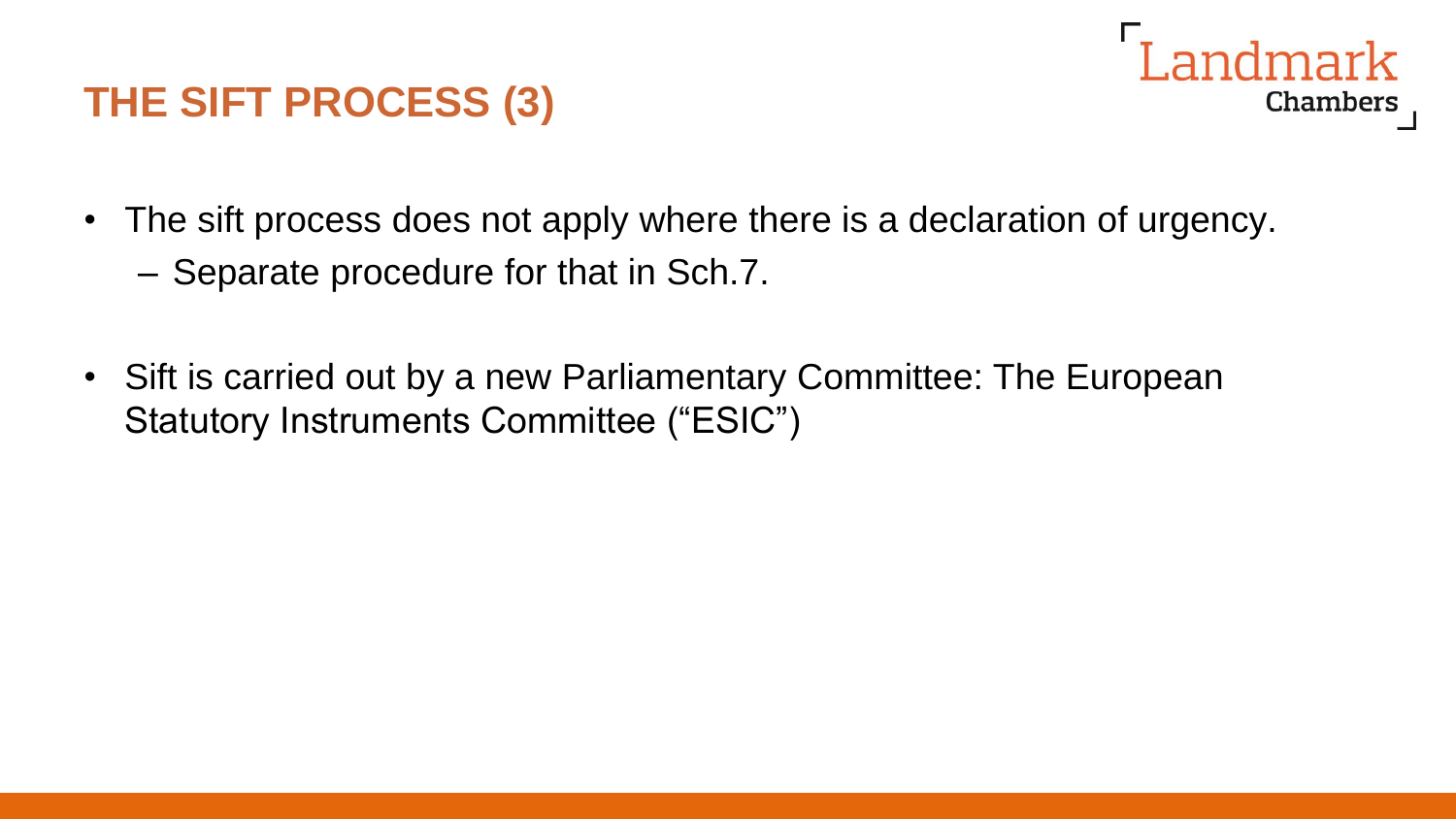## THE SIFT PROCESS (3)

- The sift process does not apply where there is a declaration of urgency.
  - Separate procedure for that in Sch.7.
- Sift is carried out by a new Parliamentary Committee: The European Statutory Instruments Committee ("ESIC")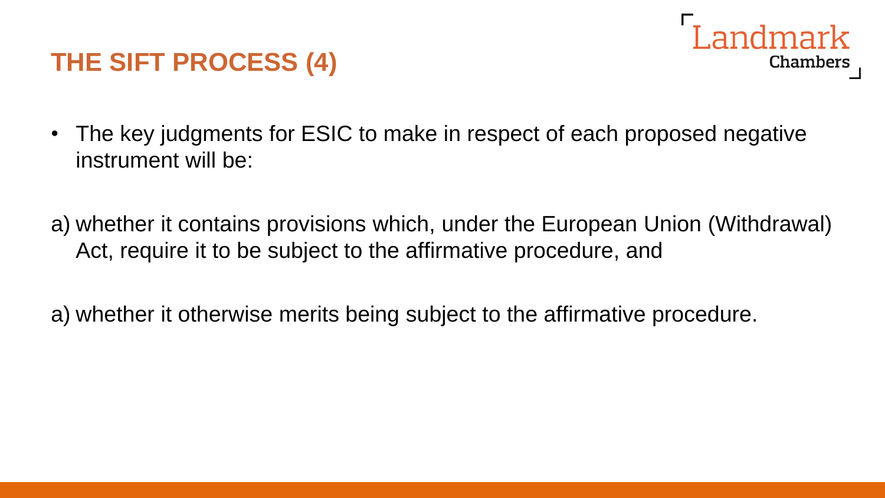# THE SIFT PROCESS (4)

- The key judgments for ESIC to make in respect of each proposed negative instrument will be:

a) whether it contains provisions which, under the European Union (Withdrawal) Act, require it to be subject to the affirmative procedure, and

a) whether it otherwise merits being subject to the affirmative procedure.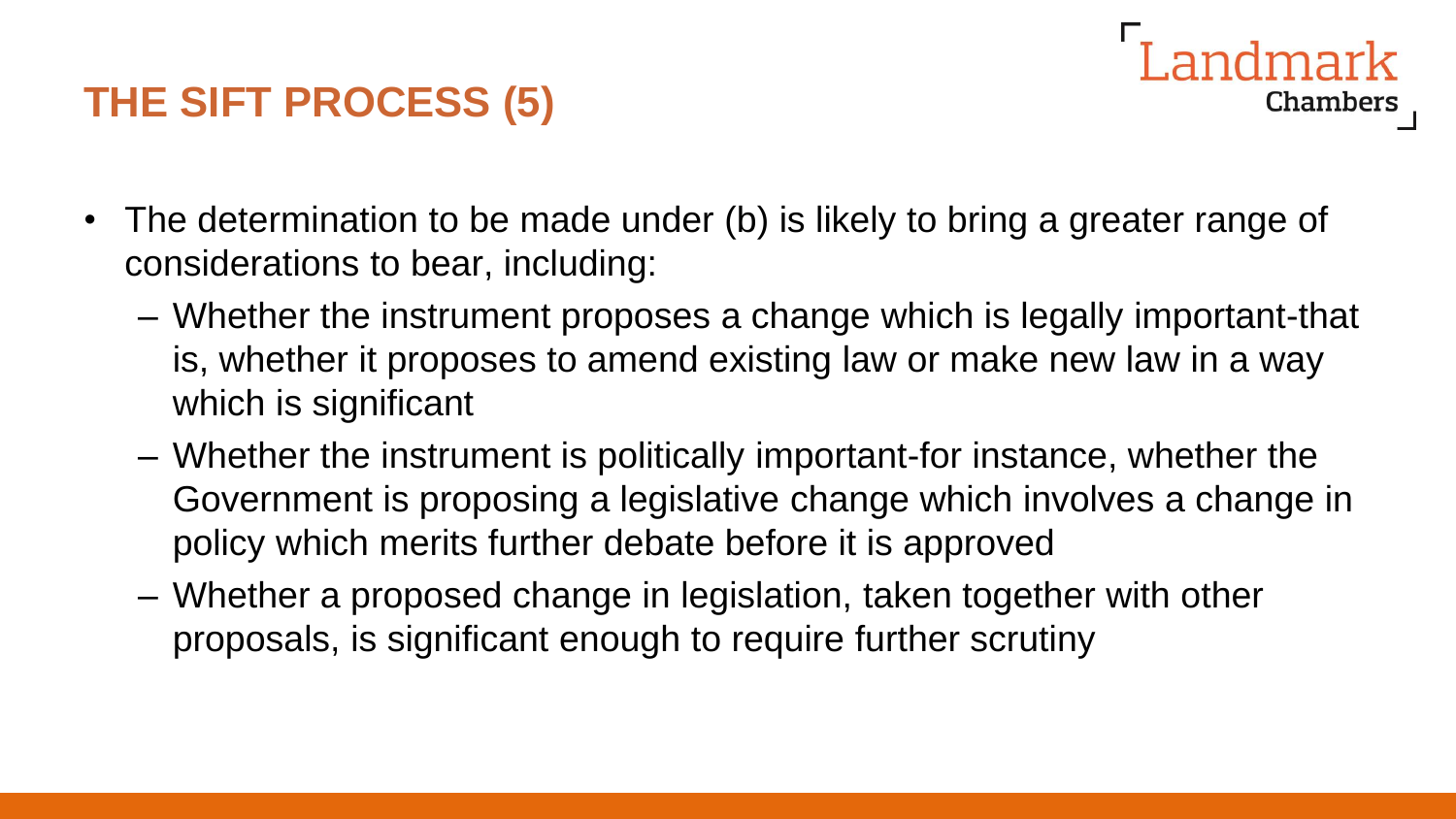# THE SIFT PROCESS (5)

- The determination to be made under (b) is likely to bring a greater range of considerations to bear, including:
  - Whether the instrument proposes a change which is legally important-that is, whether it proposes to amend existing law or make new law in a way which is significant
  - Whether the instrument is politically important-for instance, whether the Government is proposing a legislative change which involves a change in policy which merits further debate before it is approved
  - Whether a proposed change in legislation, taken together with other proposals, is significant enough to require further scrutiny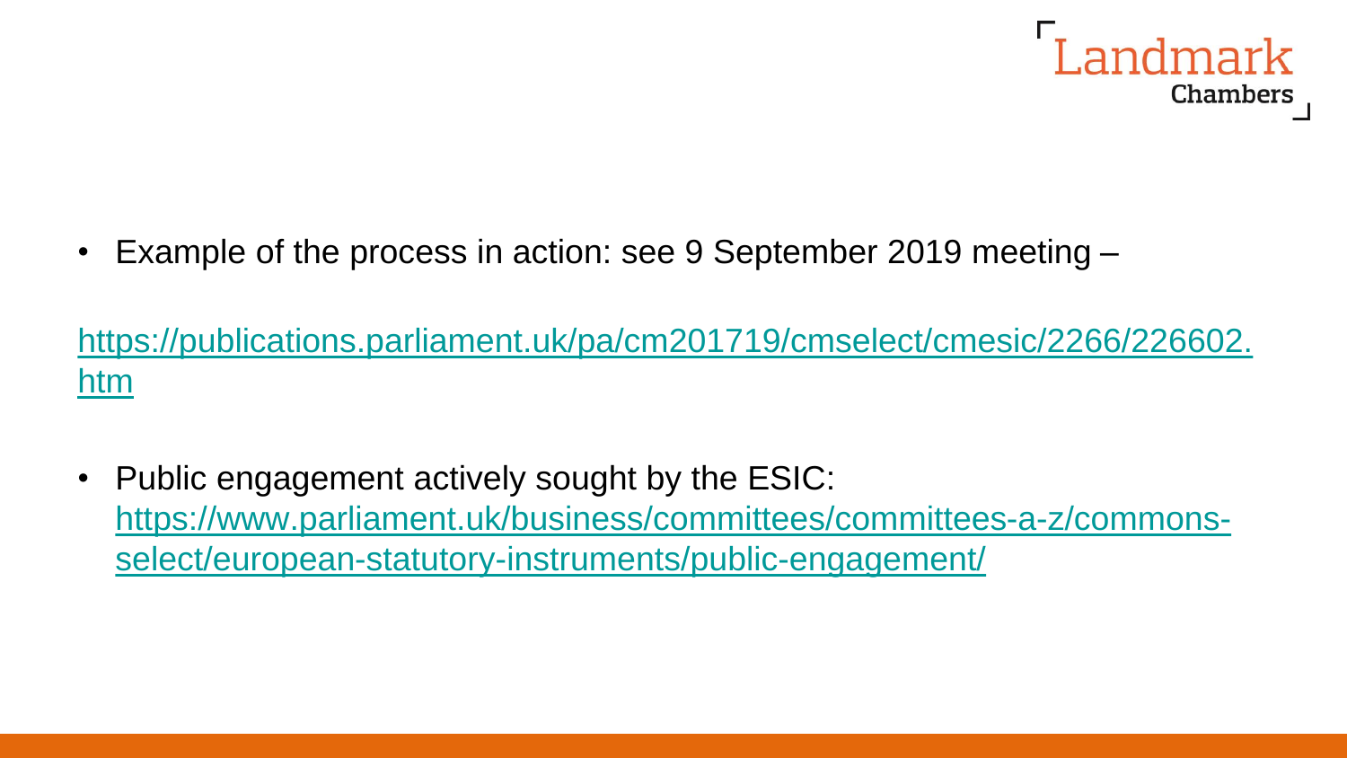- Example of the process in action: see 9 September 2019 meeting –

https://publications.parliament.uk/pa/cm201719/cmselect/cmesic/2266/226602.htm

- Public engagement actively sought by the ESIC: https://www.parliament.uk/business/committees/committees-a-z/commons-select/european-statutory-instruments/public-engagement/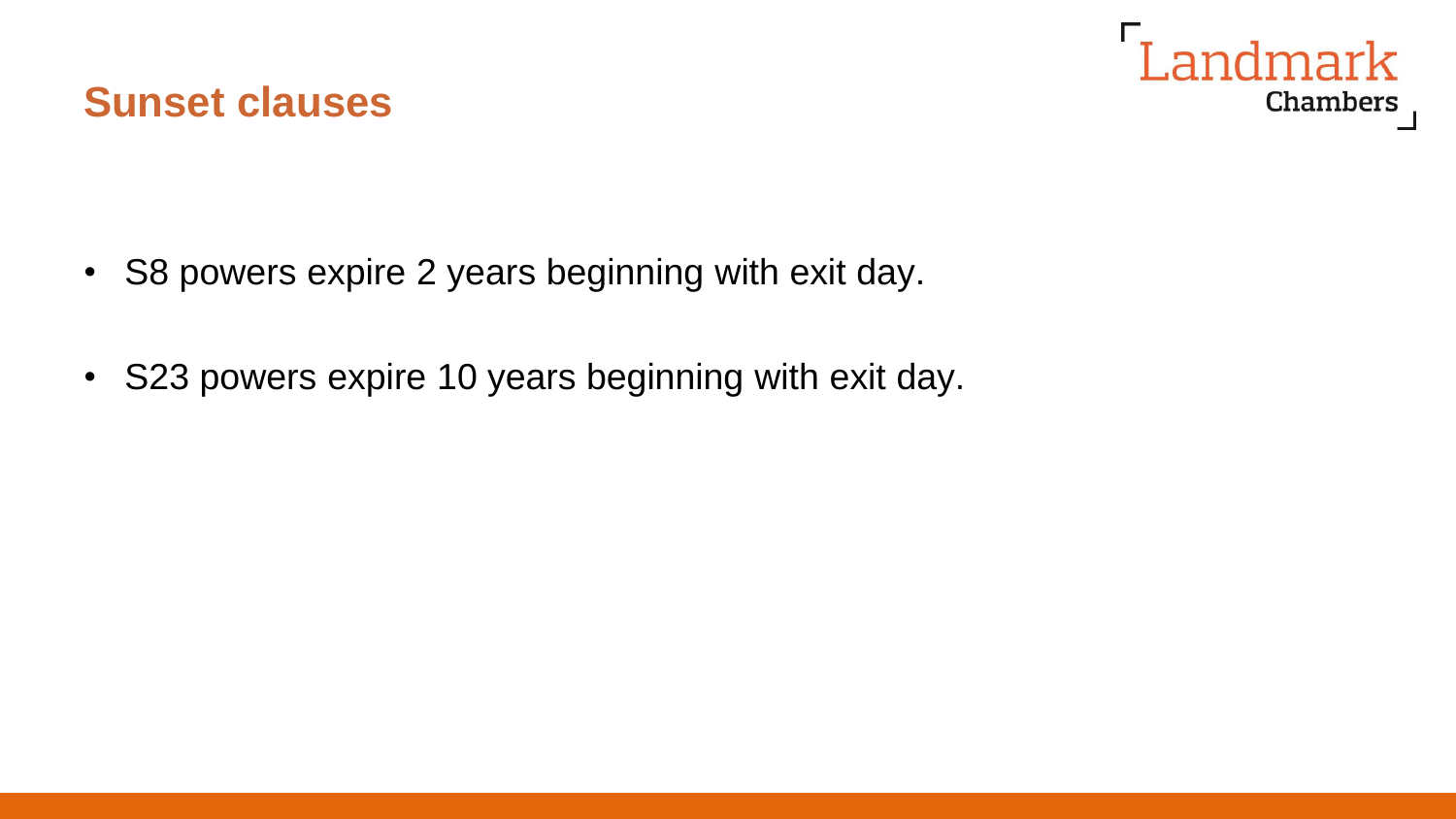## Sunset clauses

- S8 powers expire 2 years beginning with exit day.
- S23 powers expire 10 years beginning with exit day.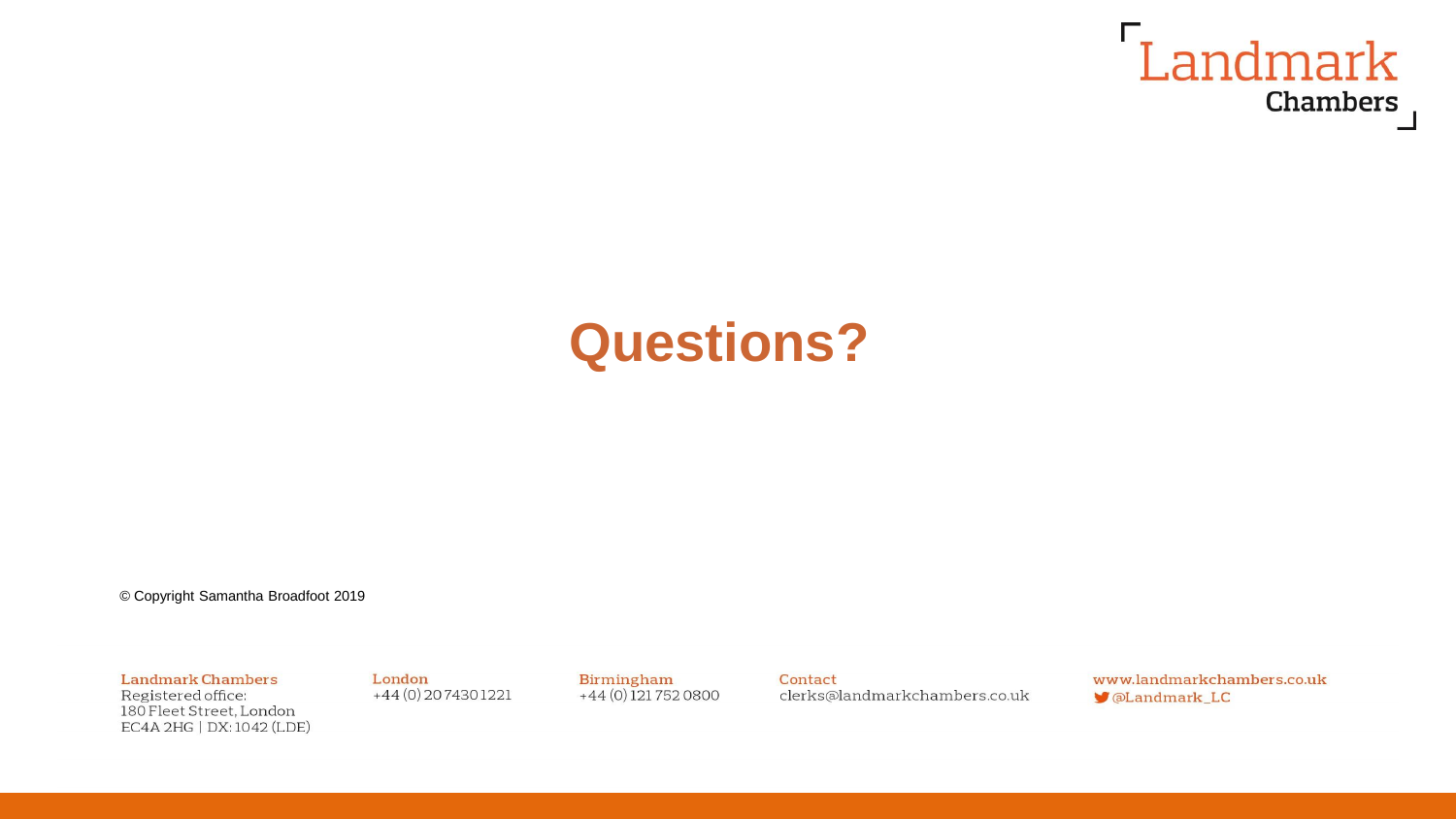# Questions?

© Copyright Samantha Broadfoot 2019

**Landmark Chambers**
Registered office:
180 Fleet Street, London
EC4A 2HG | DX: 1042 (LDE)

**London**
+44 (0) 20 7430 1221

**Birmingham**
+44 (0) 121 752 0800

**Contact**
clerks@landmarkchambers.co.uk

**www.landmarkchambers.co.uk**
@Landmark_LC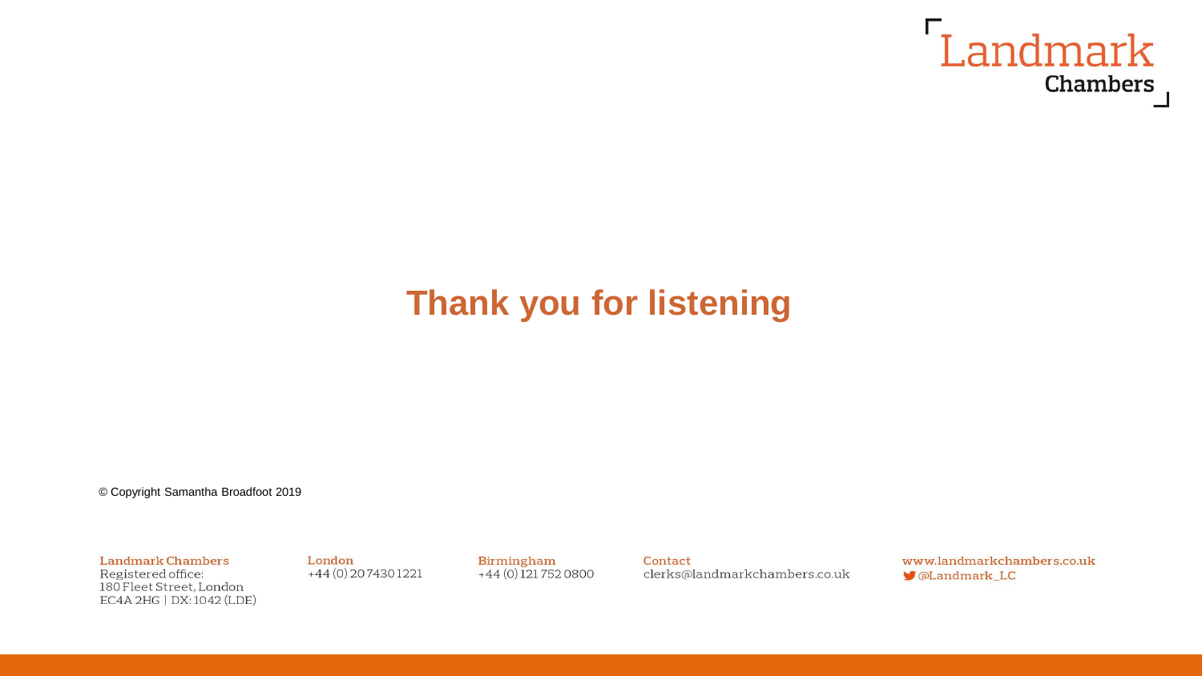Landmark Chambers

# Thank you for listening

© Copyright Samantha Broadfoot 2019

**Landmark Chambers**
Registered office:
180 Fleet Street, London
EC4A 2HG | DX: 1042 (LDE)

**London**
+44 (0) 20 7430 1221

**Birmingham**
+44 (0) 121 752 0800

**Contact**
clerks@landmarkchambers.co.uk

**www.landmarkchambers.co.uk**
@Landmark_LC